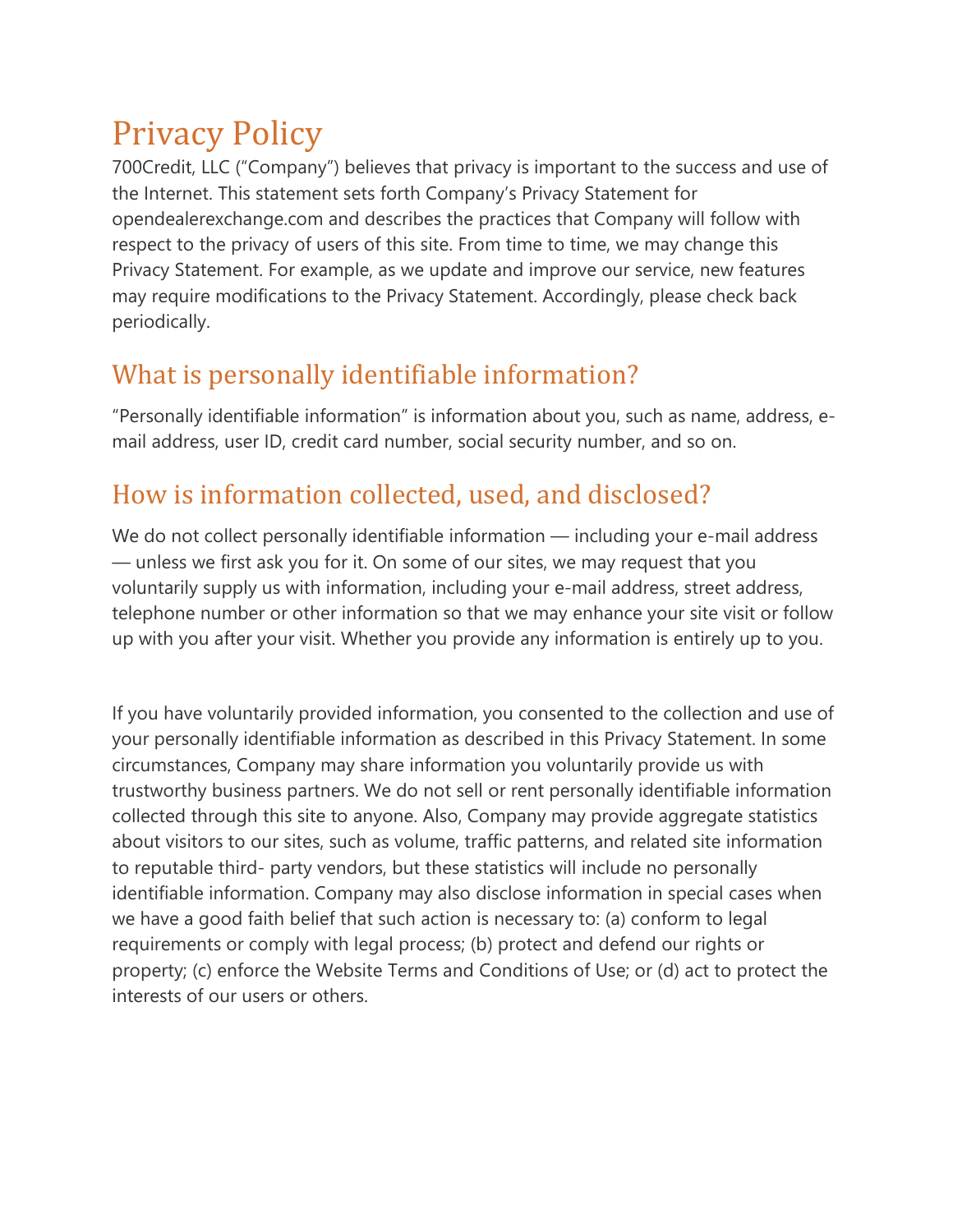# Privacy Policy

700Credit, LLC ("Company") believes that privacy is important to the success and use of the Internet. This statement sets forth Company's Privacy Statement for opendealerexchange.com and describes the practices that Company will follow with respect to the privacy of users of this site. From time to time, we may change this Privacy Statement. For example, as we update and improve our service, new features may require modifications to the Privacy Statement. Accordingly, please check back periodically.

## What is personally identifiable information?

"Personally identifiable information" is information about you, such as name, address, e-mail address, user ID, credit card number, social security number, and so on.

## How is information collected, used, and disclosed?

We do not collect personally identifiable information — including your e-mail address — unless we first ask you for it. On some of our sites, we may request that you voluntarily supply us with information, including your e-mail address, street address, telephone number or other information so that we may enhance your site visit or follow up with you after your visit. Whether you provide any information is entirely up to you.

If you have voluntarily provided information, you consented to the collection and use of your personally identifiable information as described in this Privacy Statement. In some circumstances, Company may share information you voluntarily provide us with trustworthy business partners. We do not sell or rent personally identifiable information collected through this site to anyone. Also, Company may provide aggregate statistics about visitors to our sites, such as volume, traffic patterns, and related site information to reputable third- party vendors, but these statistics will include no personally identifiable information. Company may also disclose information in special cases when we have a good faith belief that such action is necessary to: (a) conform to legal requirements or comply with legal process; (b) protect and defend our rights or property; (c) enforce the Website Terms and Conditions of Use; or (d) act to protect the interests of our users or others.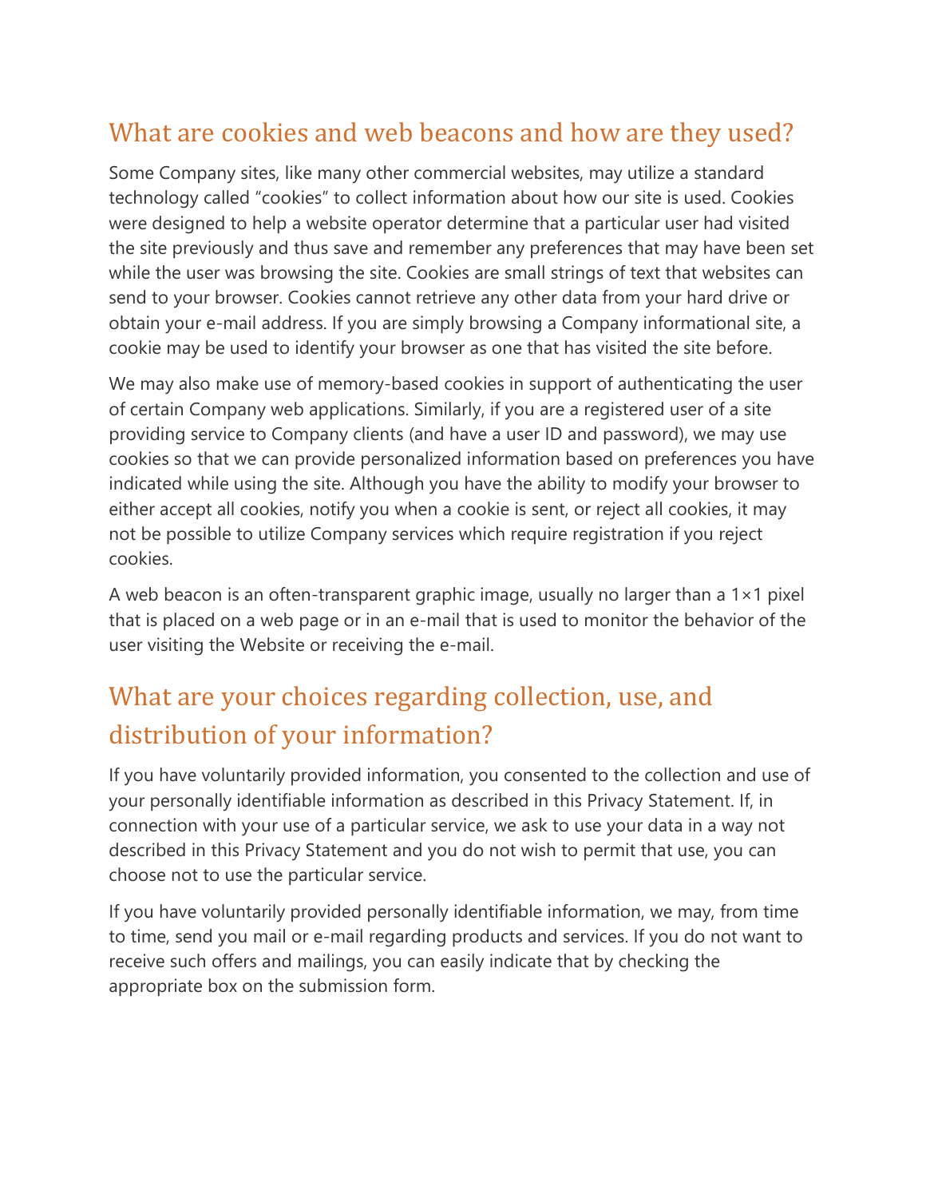## What are cookies and web beacons and how are they used?

Some Company sites, like many other commercial websites, may utilize a standard technology called "cookies" to collect information about how our site is used. Cookies were designed to help a website operator determine that a particular user had visited the site previously and thus save and remember any preferences that may have been set while the user was browsing the site. Cookies are small strings of text that websites can send to your browser. Cookies cannot retrieve any other data from your hard drive or obtain your e-mail address. If you are simply browsing a Company informational site, a cookie may be used to identify your browser as one that has visited the site before.

We may also make use of memory-based cookies in support of authenticating the user of certain Company web applications. Similarly, if you are a registered user of a site providing service to Company clients (and have a user ID and password), we may use cookies so that we can provide personalized information based on preferences you have indicated while using the site. Although you have the ability to modify your browser to either accept all cookies, notify you when a cookie is sent, or reject all cookies, it may not be possible to utilize Company services which require registration if you reject cookies.

A web beacon is an often-transparent graphic image, usually no larger than a 1×1 pixel that is placed on a web page or in an e-mail that is used to monitor the behavior of the user visiting the Website or receiving the e-mail.

## What are your choices regarding collection, use, and distribution of your information?

If you have voluntarily provided information, you consented to the collection and use of your personally identifiable information as described in this Privacy Statement. If, in connection with your use of a particular service, we ask to use your data in a way not described in this Privacy Statement and you do not wish to permit that use, you can choose not to use the particular service.

If you have voluntarily provided personally identifiable information, we may, from time to time, send you mail or e-mail regarding products and services. If you do not want to receive such offers and mailings, you can easily indicate that by checking the appropriate box on the submission form.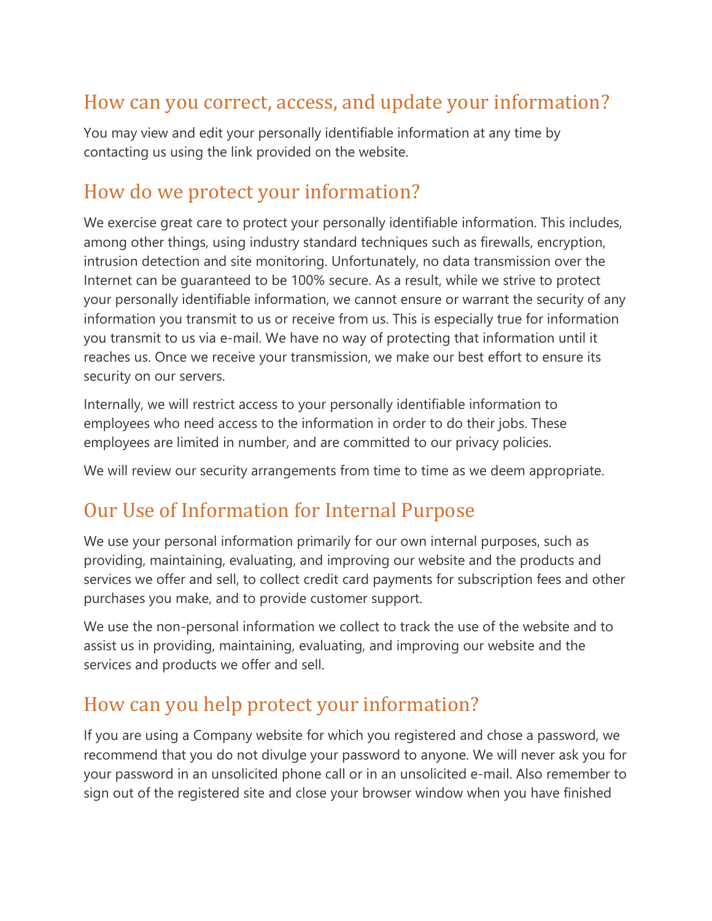## How can you correct, access, and update your information?

You may view and edit your personally identifiable information at any time by contacting us using the link provided on the website.

## How do we protect your information?

We exercise great care to protect your personally identifiable information. This includes, among other things, using industry standard techniques such as firewalls, encryption, intrusion detection and site monitoring. Unfortunately, no data transmission over the Internet can be guaranteed to be 100% secure. As a result, while we strive to protect your personally identifiable information, we cannot ensure or warrant the security of any information you transmit to us or receive from us. This is especially true for information you transmit to us via e-mail. We have no way of protecting that information until it reaches us. Once we receive your transmission, we make our best effort to ensure its security on our servers.

Internally, we will restrict access to your personally identifiable information to employees who need access to the information in order to do their jobs. These employees are limited in number, and are committed to our privacy policies.

We will review our security arrangements from time to time as we deem appropriate.

## Our Use of Information for Internal Purpose

We use your personal information primarily for our own internal purposes, such as providing, maintaining, evaluating, and improving our website and the products and services we offer and sell, to collect credit card payments for subscription fees and other purchases you make, and to provide customer support.

We use the non-personal information we collect to track the use of the website and to assist us in providing, maintaining, evaluating, and improving our website and the services and products we offer and sell.

## How can you help protect your information?

If you are using a Company website for which you registered and chose a password, we recommend that you do not divulge your password to anyone. We will never ask you for your password in an unsolicited phone call or in an unsolicited e-mail. Also remember to sign out of the registered site and close your browser window when you have finished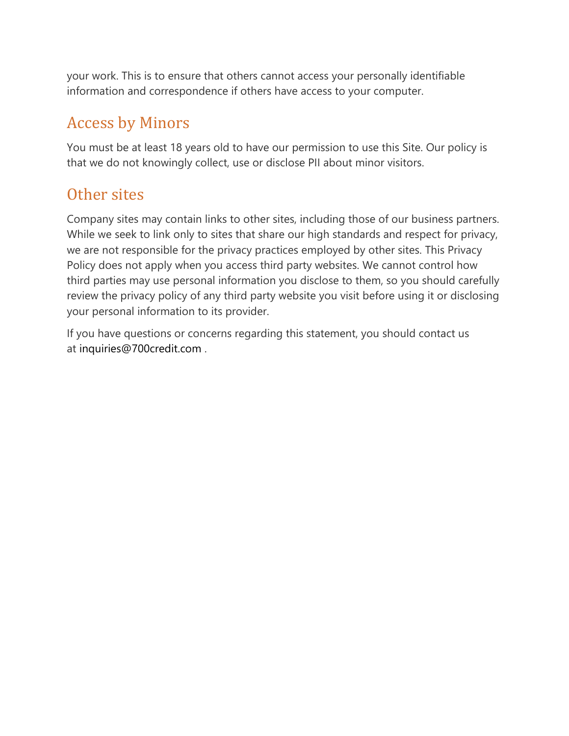your work. This is to ensure that others cannot access your personally identifiable information and correspondence if others have access to your computer.

## Access by Minors

You must be at least 18 years old to have our permission to use this Site. Our policy is that we do not knowingly collect, use or disclose PII about minor visitors.

## Other sites

Company sites may contain links to other sites, including those of our business partners. While we seek to link only to sites that share our high standards and respect for privacy, we are not responsible for the privacy practices employed by other sites. This Privacy Policy does not apply when you access third party websites. We cannot control how third parties may use personal information you disclose to them, so you should carefully review the privacy policy of any third party website you visit before using it or disclosing your personal information to its provider.

If you have questions or concerns regarding this statement, you should contact us at inquiries@700credit.com .